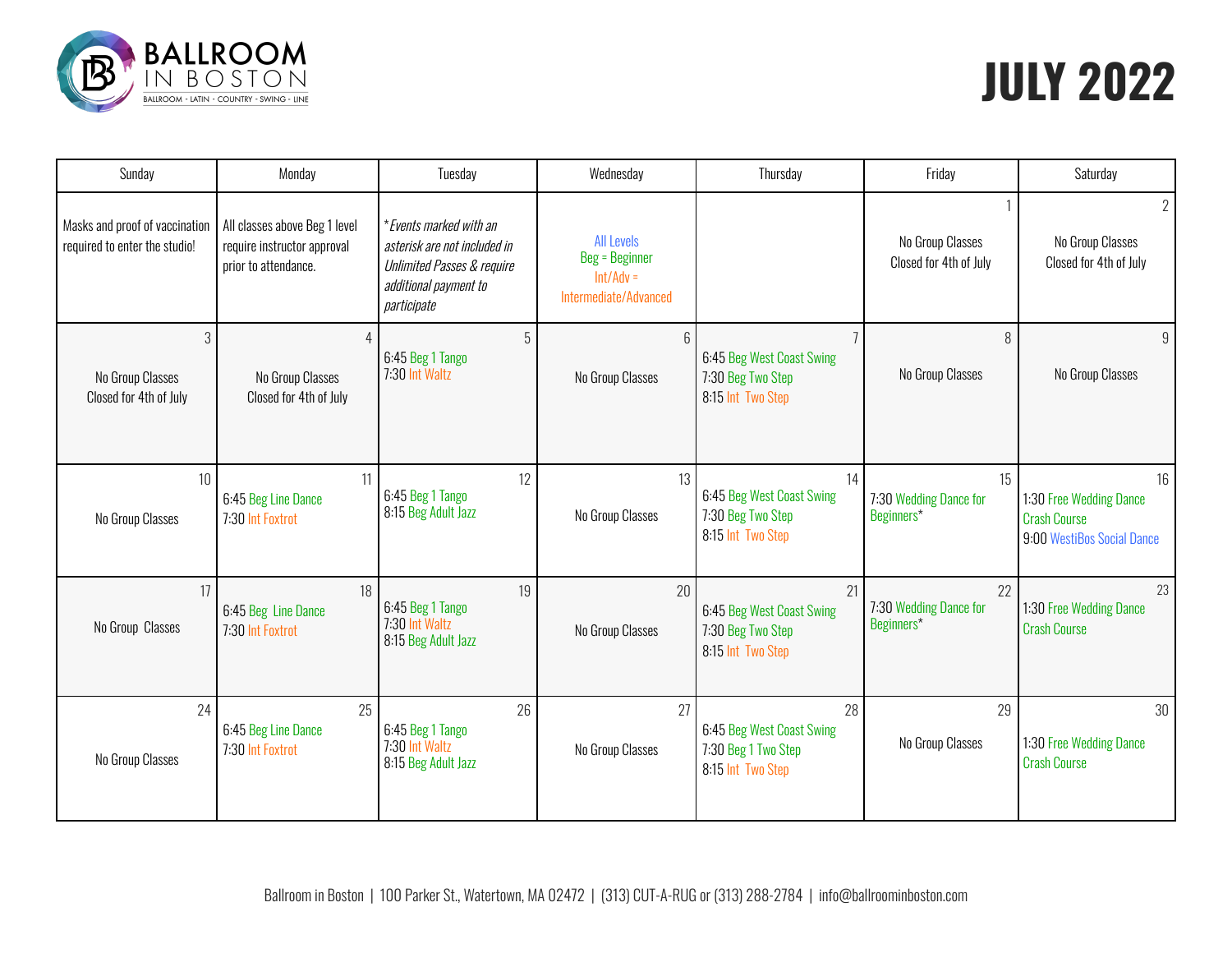# BALLROOM IN BOSTON

BALLROOM - LATIN - COUNTRY - SWING - LINE

# JULY 2022

| Sunday | Monday | Tuesday | Wednesday | Thursday | Friday | Saturday |
|---|---|---|---|---|---|---|
| Masks and proof of vaccination required to enter the studio! | All classes above Beg 1 level require instructor approval prior to attendance. | *\*Events marked with an asterisk are not included in Unlimited Passes & require additional payment to participate* | All Levels<br>Beg = Beginner<br>Int/Adv = Intermediate/Advanced | | 1<br>No Group Classes<br>Closed for 4th of July | 2<br>No Group Classes<br>Closed for 4th of July |
| 3<br>No Group Classes<br>Closed for 4th of July | 4<br>No Group Classes<br>Closed for 4th of July | 5<br>6:45 Beg 1 Tango<br>7:30 Int Waltz | 6<br>No Group Classes | 7<br>6:45 Beg West Coast Swing<br>7:30 Beg Two Step<br>8:15 Int Two Step | 8<br>No Group Classes | 9<br>No Group Classes |
| 10<br>No Group Classes | 11<br>6:45 Beg Line Dance<br>7:30 Int Foxtrot | 12<br>6:45 Beg 1 Tango<br>8:15 Beg Adult Jazz | 13<br>No Group Classes | 14<br>6:45 Beg West Coast Swing<br>7:30 Beg Two Step<br>8:15 Int Two Step | 15<br>7:30 Wedding Dance for Beginners* | 16<br>1:30 Free Wedding Dance Crash Course<br>9:00 WestiBos Social Dance |
| 17<br>No Group Classes | 18<br>6:45 Beg Line Dance<br>7:30 Int Foxtrot | 19<br>6:45 Beg 1 Tango<br>7:30 Int Waltz<br>8:15 Beg Adult Jazz | 20<br>No Group Classes | 21<br>6:45 Beg West Coast Swing<br>7:30 Beg Two Step<br>8:15 Int Two Step | 22<br>7:30 Wedding Dance for Beginners* | 23<br>1:30 Free Wedding Dance Crash Course |
| 24<br>No Group Classes | 25<br>6:45 Beg Line Dance<br>7:30 Int Foxtrot | 26<br>6:45 Beg 1 Tango<br>7:30 Int Waltz<br>8:15 Beg Adult Jazz | 27<br>No Group Classes | 28<br>6:45 Beg West Coast Swing<br>7:30 Beg 1 Two Step<br>8:15 Int Two Step | 29<br>No Group Classes | 30<br>1:30 Free Wedding Dance Crash Course |

Ballroom in Boston | 100 Parker St., Watertown, MA 02472 | (313) CUT-A-RUG or (313) 288-2784 | info@ballroominboston.com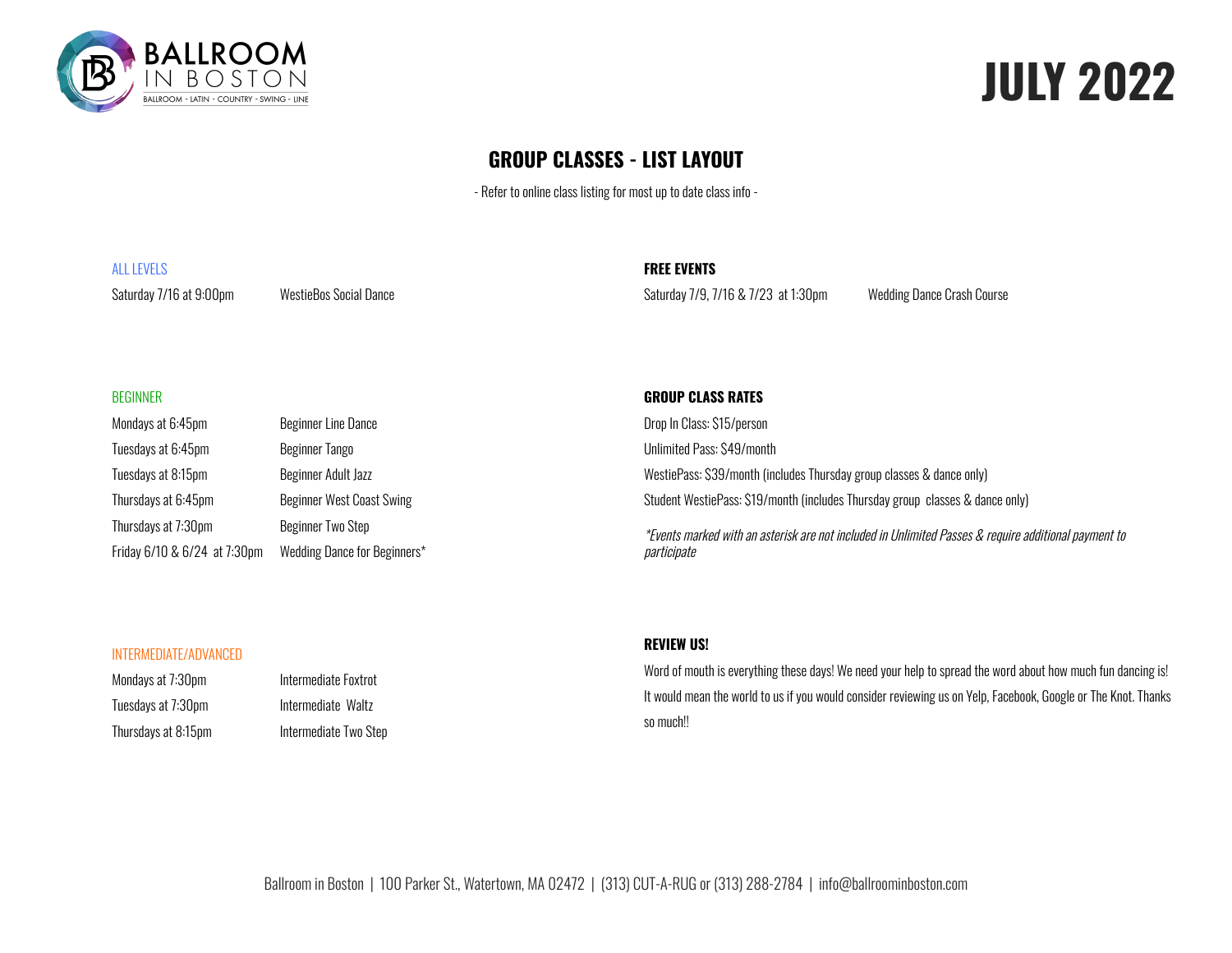BALLROOM IN BOSTON
BALLROOM - LATIN - COUNTRY - SWING - LINE

# JULY 2022

## GROUP CLASSES - LIST LAYOUT

- Refer to online class listing for most up to date class info -

### ALL LEVELS

| | |
|---|---|
| Saturday 7/16 at 9:00pm | WestieBos Social Dance |

### BEGINNER

| | |
|---|---|
| Mondays at 6:45pm | Beginner Line Dance |
| Tuesdays at 6:45pm | Beginner Tango |
| Tuesdays at 8:15pm | Beginner Adult Jazz |
| Thursdays at 6:45pm | Beginner West Coast Swing |
| Thursdays at 7:30pm | Beginner Two Step |
| Friday 6/10 & 6/24 at 7:30pm | Wedding Dance for Beginners* |

### INTERMEDIATE/ADVANCED

| | |
|---|---|
| Mondays at 7:30pm | Intermediate Foxtrot |
| Tuesdays at 7:30pm | Intermediate Waltz |
| Thursdays at 8:15pm | Intermediate Two Step |

### FREE EVENTS

| | |
|---|---|
| Saturday 7/9, 7/16 & 7/23 at 1:30pm | Wedding Dance Crash Course |

### GROUP CLASS RATES

Drop In Class: $15/person

Unlimited Pass: $49/month

WestiePass: $39/month (includes Thursday group classes & dance only)

Student WestiePass: $19/month (includes Thursday group classes & dance only)

*\*Events marked with an asterisk are not included in Unlimited Passes & require additional payment to participate*

### REVIEW US!

Word of mouth is everything these days! We need your help to spread the word about how much fun dancing is! It would mean the world to us if you would consider reviewing us on Yelp, Facebook, Google or The Knot. Thanks so much!!

Ballroom in Boston | 100 Parker St., Watertown, MA 02472 | (313) CUT-A-RUG or (313) 288-2784 | info@ballroominboston.com